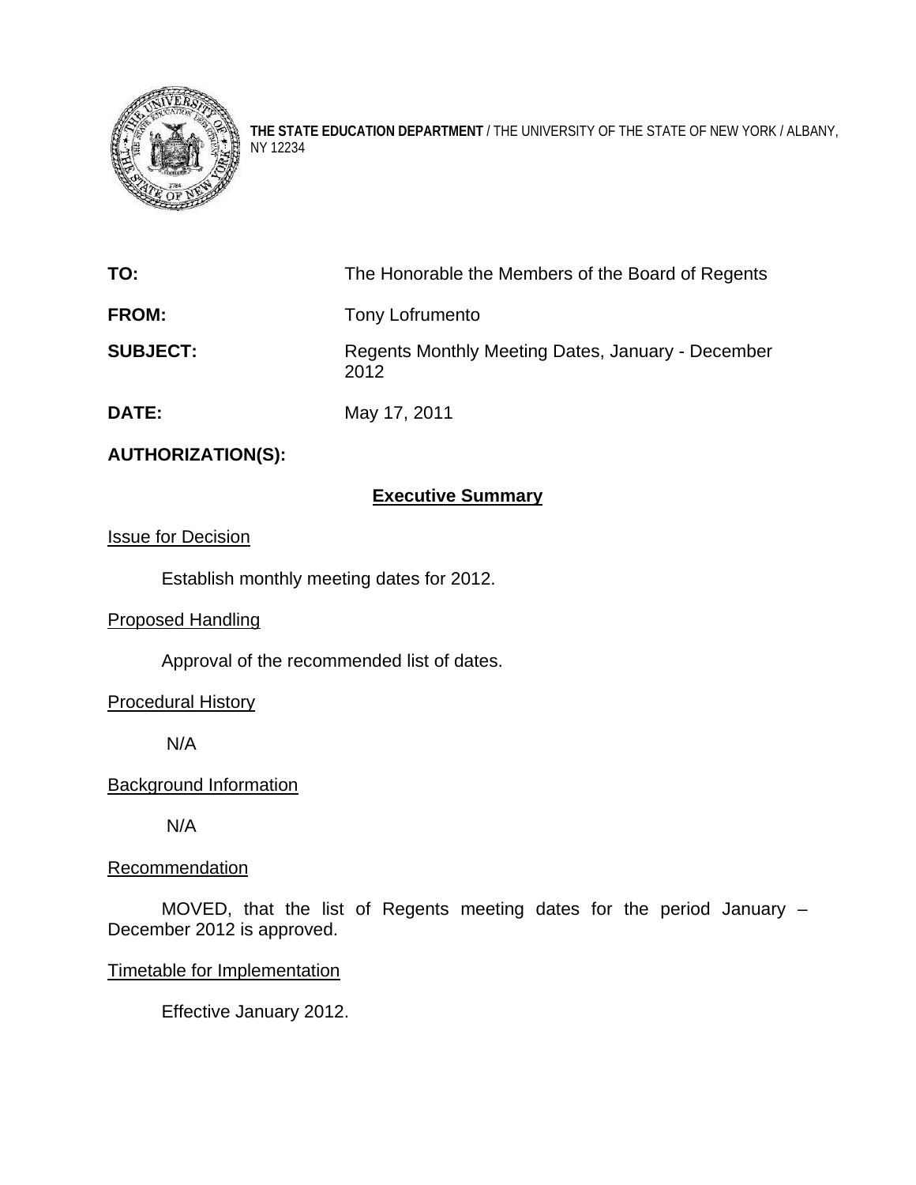**THE STATE EDUCATION DEPARTMENT** / THE UNIVERSITY OF THE STATE OF NEW YORK / ALBANY, NY 12234

**TO:** The Honorable the Members of the Board of Regents

**FROM:** Tony Lofrumento

**SUBJECT:** Regents Monthly Meeting Dates, January - December 2012

**DATE:** May 17, 2011

**AUTHORIZATION(S):**

## Executive Summary

Issue for Decision

Establish monthly meeting dates for 2012.

Proposed Handling

Approval of the recommended list of dates.

Procedural History

N/A

Background Information

N/A

Recommendation

MOVED, that the list of Regents meeting dates for the period January – December 2012 is approved.

Timetable for Implementation

Effective January 2012.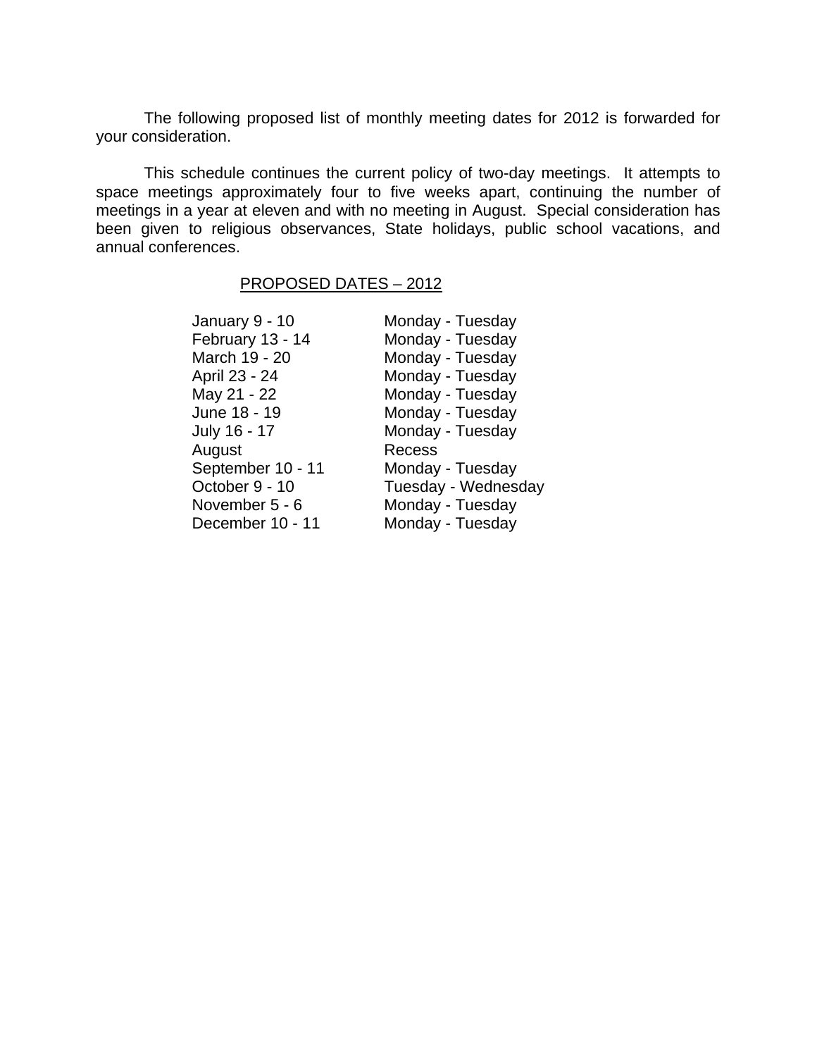The following proposed list of monthly meeting dates for 2012 is forwarded for your consideration.

This schedule continues the current policy of two-day meetings. It attempts to space meetings approximately four to five weeks apart, continuing the number of meetings in a year at eleven and with no meeting in August. Special consideration has been given to religious observances, State holidays, public school vacations, and annual conferences.

<u>PROPOSED DATES – 2012</u>

| | |
|---|---|
| January 9 - 10 | Monday - Tuesday |
| February 13 - 14 | Monday - Tuesday |
| March 19 - 20 | Monday - Tuesday |
| April 23 - 24 | Monday - Tuesday |
| May 21 - 22 | Monday - Tuesday |
| June 18 - 19 | Monday - Tuesday |
| July 16 - 17 | Monday - Tuesday |
| August | Recess |
| September 10 - 11 | Monday - Tuesday |
| October 9 - 10 | Tuesday - Wednesday |
| November 5 - 6 | Monday - Tuesday |
| December 10 - 11 | Monday - Tuesday |